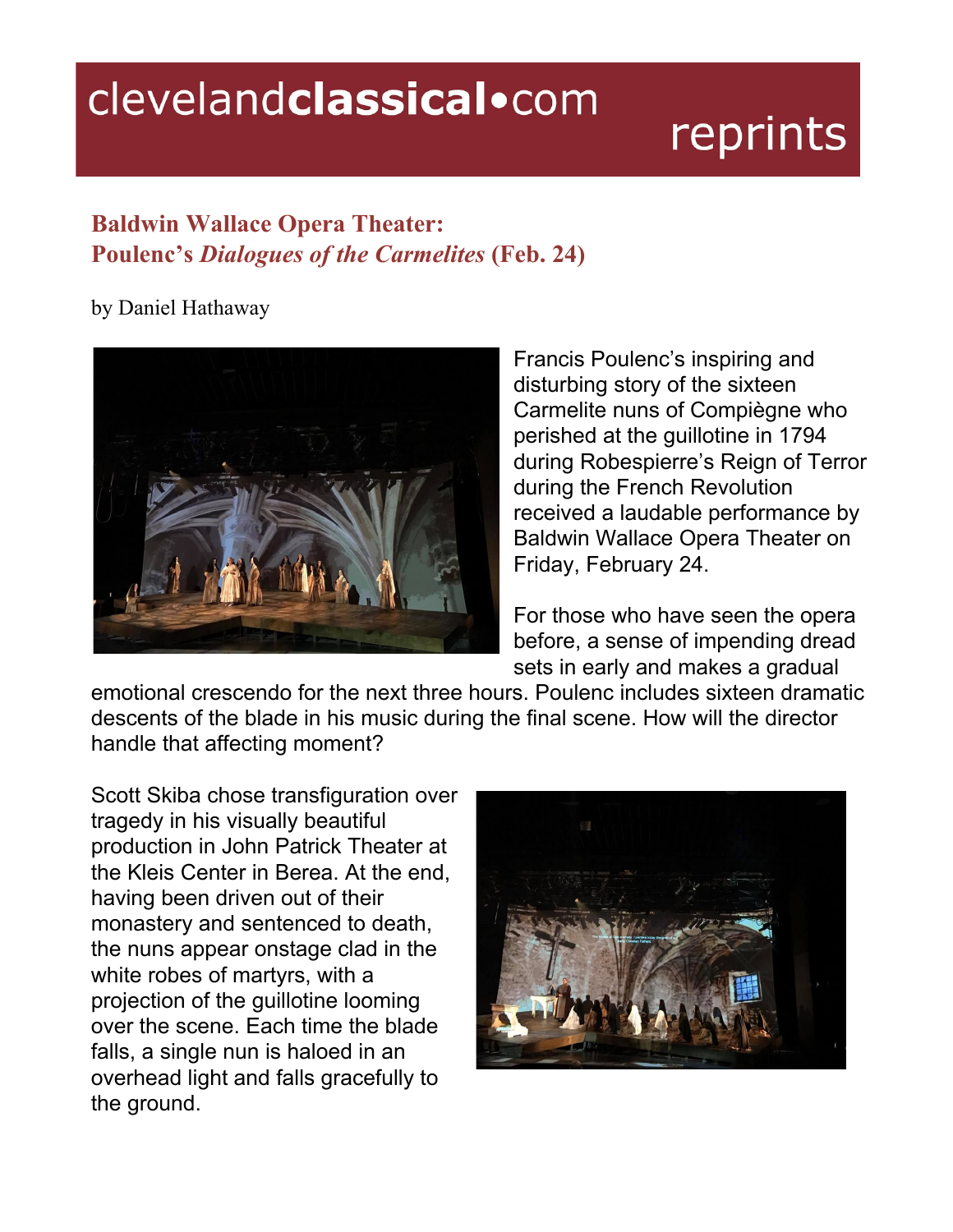# Baldwin Wallace Opera Theater: Poulenc's *Dialogues of the Carmelites* (Feb. 24)

by Daniel Hathaway

Francis Poulenc's inspiring and disturbing story of the sixteen Carmelite nuns of Compiègne who perished at the guillotine in 1794 during Robespierre's Reign of Terror during the French Revolution received a laudable performance by Baldwin Wallace Opera Theater on Friday, February 24.

For those who have seen the opera before, a sense of impending dread sets in early and makes a gradual emotional crescendo for the next three hours. Poulenc includes sixteen dramatic descents of the blade in his music during the final scene. How will the director handle that affecting moment?

Scott Skiba chose transfiguration over tragedy in his visually beautiful production in John Patrick Theater at the Kleis Center in Berea. At the end, having been driven out of their monastery and sentenced to death, the nuns appear onstage clad in the white robes of martyrs, with a projection of the guillotine looming over the scene. Each time the blade falls, a single nun is haloed in an overhead light and falls gracefully to the ground.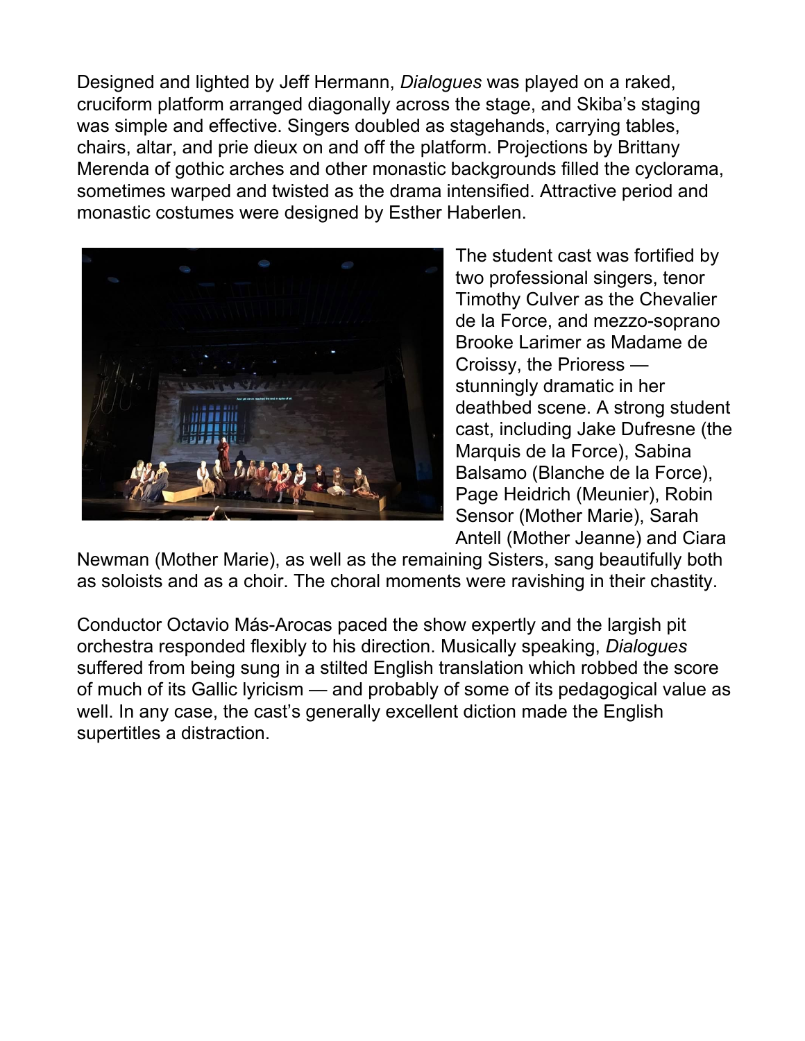Designed and lighted by Jeff Hermann, *Dialogues* was played on a raked, cruciform platform arranged diagonally across the stage, and Skiba's staging was simple and effective. Singers doubled as stagehands, carrying tables, chairs, altar, and prie dieux on and off the platform. Projections by Brittany Merenda of gothic arches and other monastic backgrounds filled the cyclorama, sometimes warped and twisted as the drama intensified. Attractive period and monastic costumes were designed by Esther Haberlen.

The student cast was fortified by two professional singers, tenor Timothy Culver as the Chevalier de la Force, and mezzo-soprano Brooke Larimer as Madame de Croissy, the Prioress — stunningly dramatic in her deathbed scene. A strong student cast, including Jake Dufresne (the Marquis de la Force), Sabina Balsamo (Blanche de la Force), Page Heidrich (Meunier), Robin Sensor (Mother Marie), Sarah Antell (Mother Jeanne) and Ciara Newman (Mother Marie), as well as the remaining Sisters, sang beautifully both as soloists and as a choir. The choral moments were ravishing in their chastity.

Conductor Octavio Más-Arocas paced the show expertly and the largish pit orchestra responded flexibly to his direction. Musically speaking, *Dialogues* suffered from being sung in a stilted English translation which robbed the score of much of its Gallic lyricism — and probably of some of its pedagogical value as well. In any case, the cast's generally excellent diction made the English supertitles a distraction.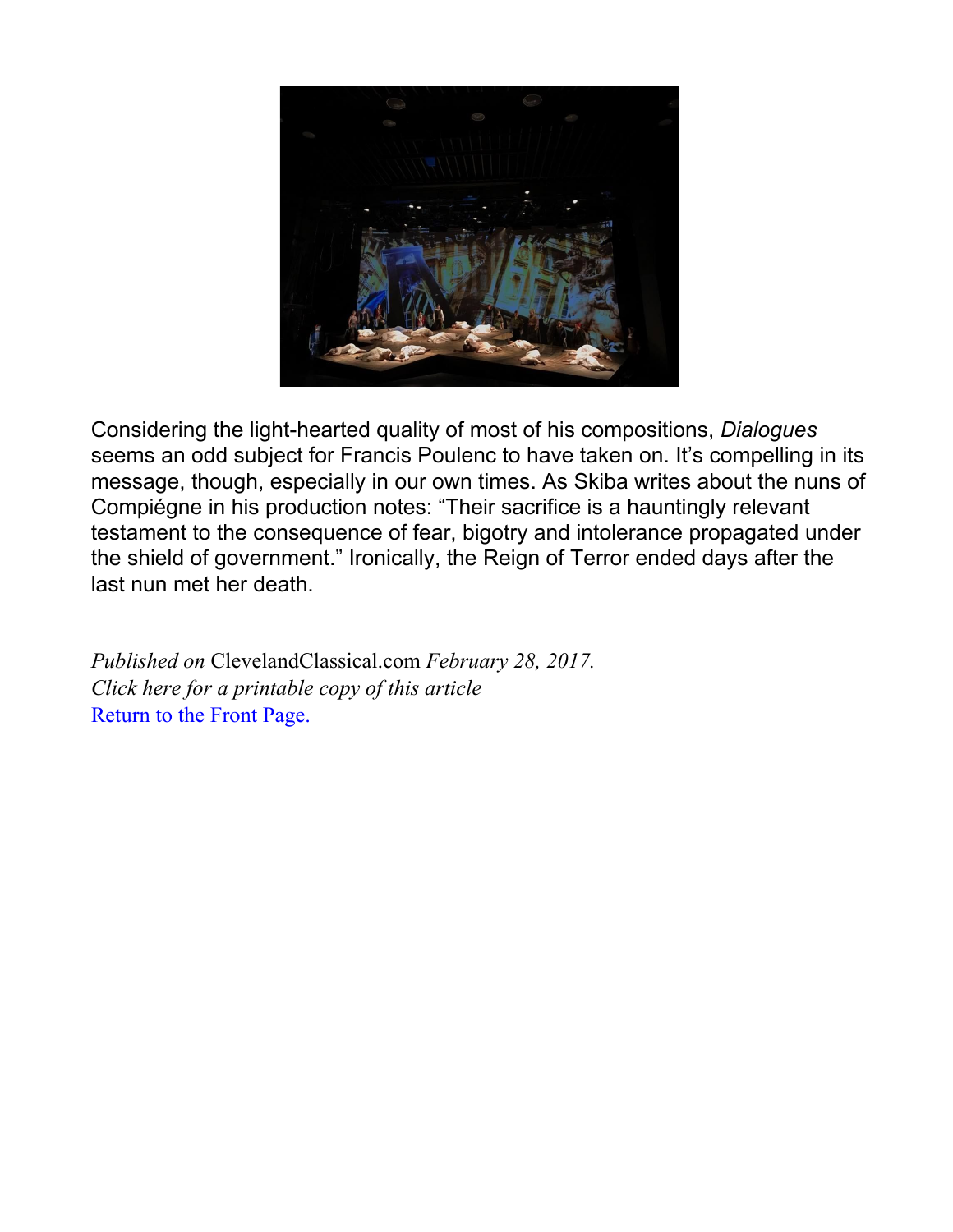Considering the light-hearted quality of most of his compositions, *Dialogues* seems an odd subject for Francis Poulenc to have taken on. It's compelling in its message, though, especially in our own times. As Skiba writes about the nuns of Compiégne in his production notes: "Their sacrifice is a hauntingly relevant testament to the consequence of fear, bigotry and intolerance propagated under the shield of government." Ironically, the Reign of Terror ended days after the last nun met her death.

*Published on* ClevelandClassical.com *February 28, 2017.*
*Click here for a printable copy of this article*
[Return to the Front Page.]()